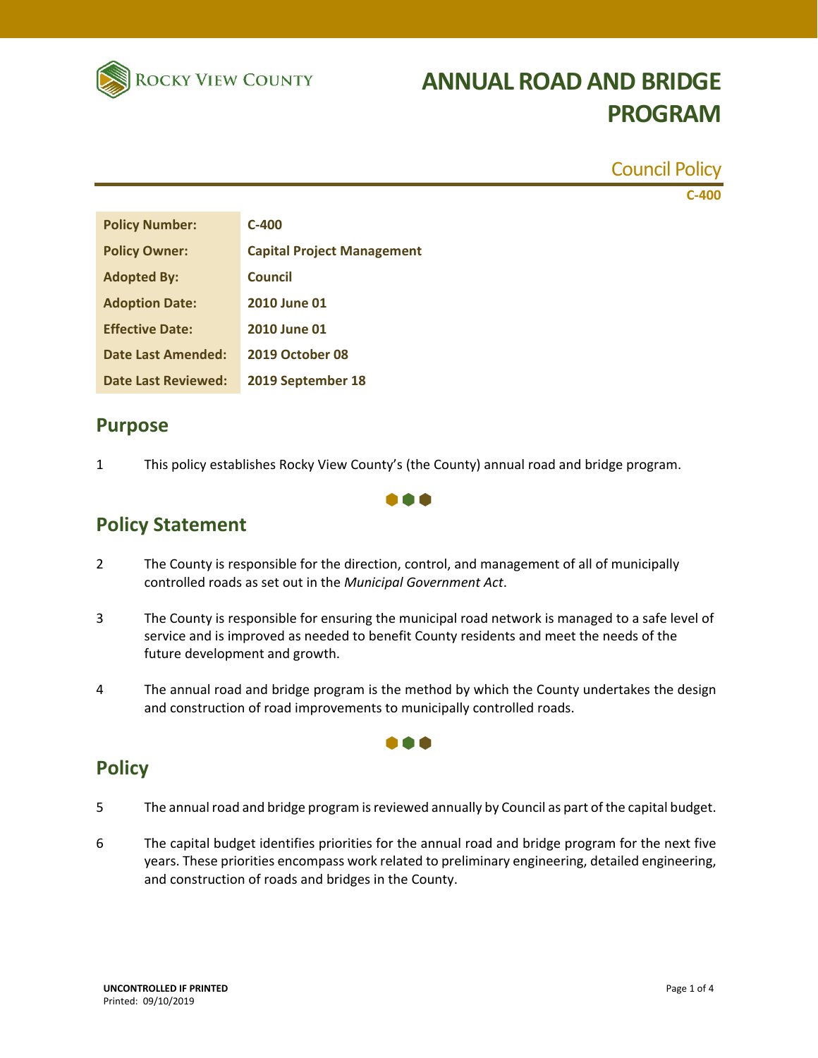Rocky View County

# ANNUAL ROAD AND BRIDGE PROGRAM

Council Policy

C-400

| Policy Number: | C-400 |
|---|---|
| Policy Owner: | Capital Project Management |
| Adopted By: | Council |
| Adoption Date: | 2010 June 01 |
| Effective Date: | 2010 June 01 |
| Date Last Amended: | 2019 October 08 |
| Date Last Reviewed: | 2019 September 18 |

## Purpose

1 This policy establishes Rocky View County's (the County) annual road and bridge program.

## Policy Statement

2 The County is responsible for the direction, control, and management of all of municipally controlled roads as set out in the *Municipal Government Act*.

3 The County is responsible for ensuring the municipal road network is managed to a safe level of service and is improved as needed to benefit County residents and meet the needs of the future development and growth.

4 The annual road and bridge program is the method by which the County undertakes the design and construction of road improvements to municipally controlled roads.

## Policy

5 The annual road and bridge program is reviewed annually by Council as part of the capital budget.

6 The capital budget identifies priorities for the annual road and bridge program for the next five years. These priorities encompass work related to preliminary engineering, detailed engineering, and construction of roads and bridges in the County.

**UNCONTROLLED IF PRINTED**
Printed: 09/10/2019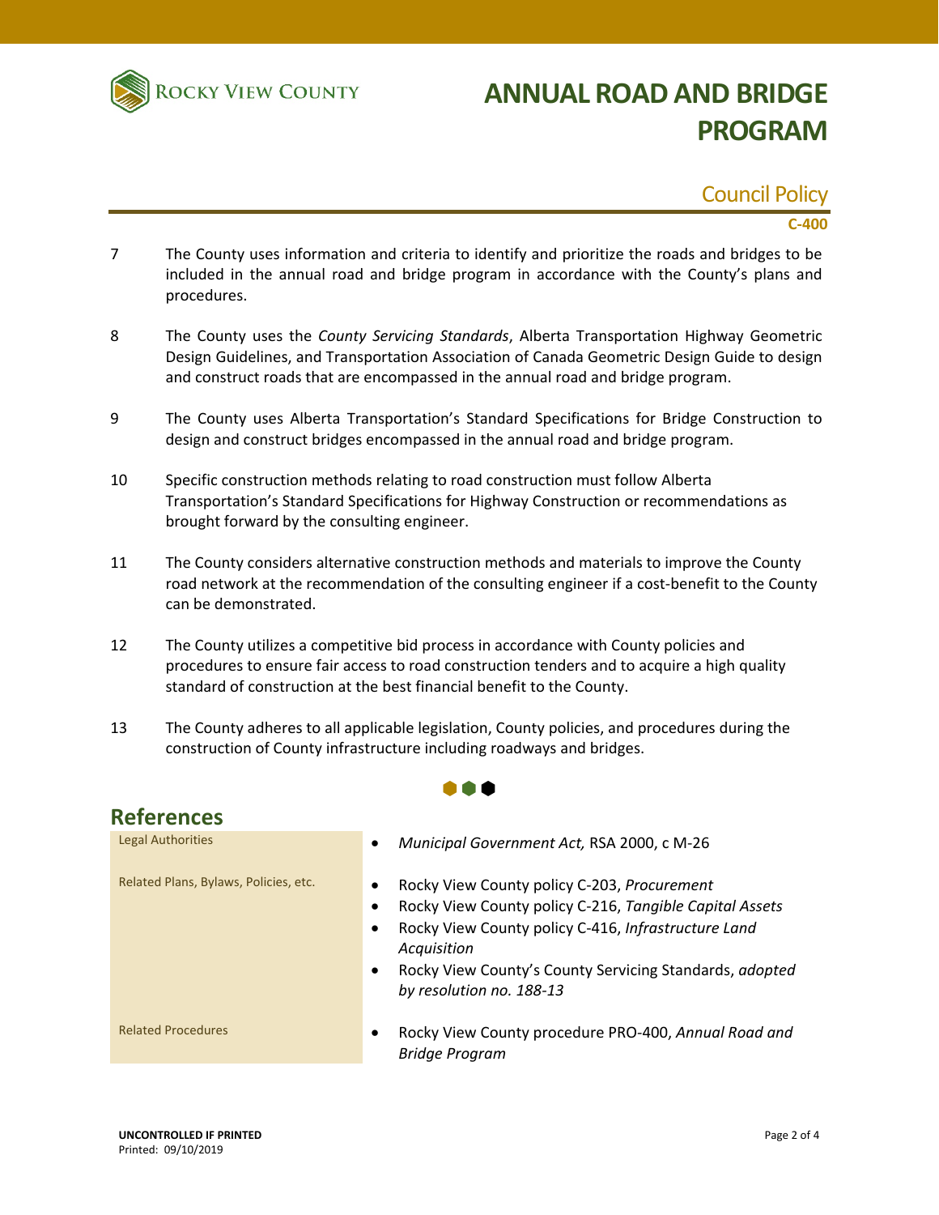7 The County uses information and criteria to identify and prioritize the roads and bridges to be included in the annual road and bridge program in accordance with the County's plans and procedures.

8 The County uses the *County Servicing Standards*, Alberta Transportation Highway Geometric Design Guidelines, and Transportation Association of Canada Geometric Design Guide to design and construct roads that are encompassed in the annual road and bridge program.

9 The County uses Alberta Transportation's Standard Specifications for Bridge Construction to design and construct bridges encompassed in the annual road and bridge program.

10 Specific construction methods relating to road construction must follow Alberta Transportation's Standard Specifications for Highway Construction or recommendations as brought forward by the consulting engineer.

11 The County considers alternative construction methods and materials to improve the County road network at the recommendation of the consulting engineer if a cost-benefit to the County can be demonstrated.

12 The County utilizes a competitive bid process in accordance with County policies and procedures to ensure fair access to road construction tenders and to acquire a high quality standard of construction at the best financial benefit to the County.

13 The County adheres to all applicable legislation, County policies, and procedures during the construction of County infrastructure including roadways and bridges.

## References

| | |
|---|---|
| Legal Authorities | • *Municipal Government Act,* RSA 2000, c M-26 |
| Related Plans, Bylaws, Policies, etc. | • Rocky View County policy C-203, *Procurement*<br>• Rocky View County policy C-216, *Tangible Capital Assets*<br>• Rocky View County policy C-416, *Infrastructure Land Acquisition*<br>• Rocky View County's County Servicing Standards, *adopted by resolution no. 188-13* |
| Related Procedures | • Rocky View County procedure PRO-400, *Annual Road and Bridge Program* |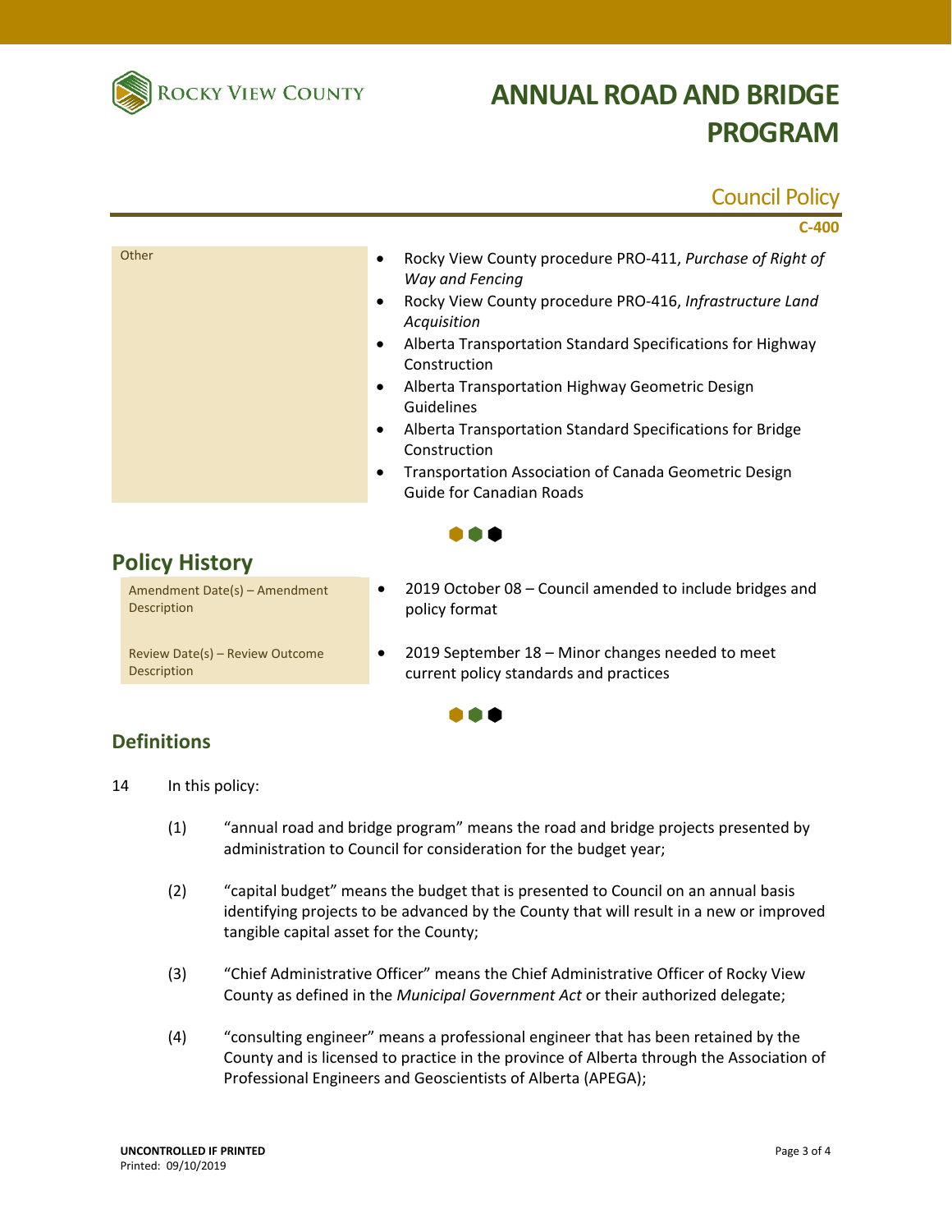| Other | • Rocky View County procedure PRO-411, *Purchase of Right of Way and Fencing*<br>• Rocky View County procedure PRO-416, *Infrastructure Land Acquisition*<br>• Alberta Transportation Standard Specifications for Highway Construction<br>• Alberta Transportation Highway Geometric Design Guidelines<br>• Alberta Transportation Standard Specifications for Bridge Construction<br>• Transportation Association of Canada Geometric Design Guide for Canadian Roads |
|---|---|

## Policy History

| Amendment Date(s) – Amendment Description | • 2019 October 08 – Council amended to include bridges and policy format |
|---|---|
| Review Date(s) – Review Outcome Description | • 2019 September 18 – Minor changes needed to meet current policy standards and practices |

## Definitions

14 In this policy:

(1) “annual road and bridge program” means the road and bridge projects presented by administration to Council for consideration for the budget year;

(2) “capital budget” means the budget that is presented to Council on an annual basis identifying projects to be advanced by the County that will result in a new or improved tangible capital asset for the County;

(3) “Chief Administrative Officer” means the Chief Administrative Officer of Rocky View County as defined in the *Municipal Government Act* or their authorized delegate;

(4) “consulting engineer” means a professional engineer that has been retained by the County and is licensed to practice in the province of Alberta through the Association of Professional Engineers and Geoscientists of Alberta (APEGA);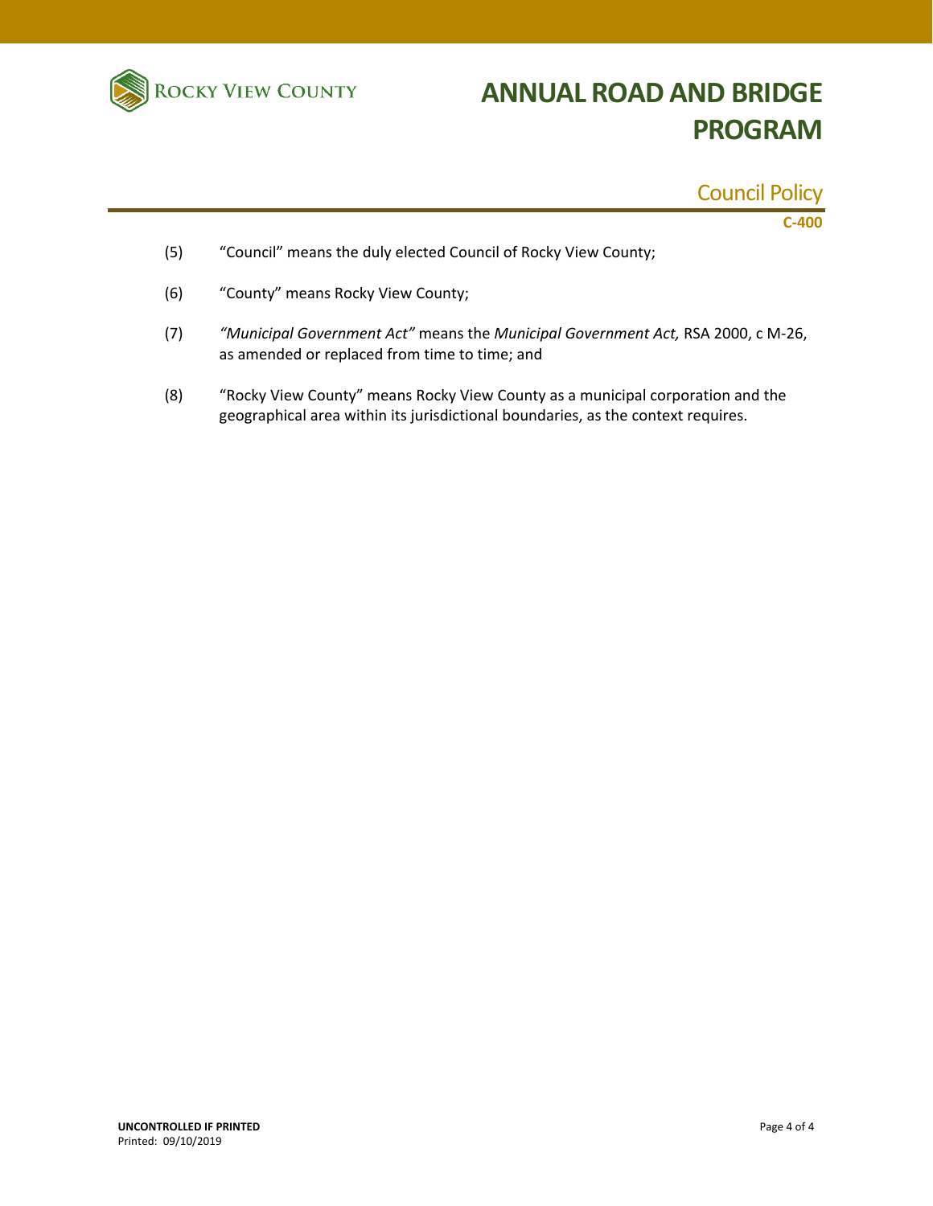(5) “Council” means the duly elected Council of Rocky View County;

(6) “County” means Rocky View County;

(7) *“Municipal Government Act”* means the *Municipal Government Act,* RSA 2000, c M-26, as amended or replaced from time to time; and

(8) “Rocky View County” means Rocky View County as a municipal corporation and the geographical area within its jurisdictional boundaries, as the context requires.